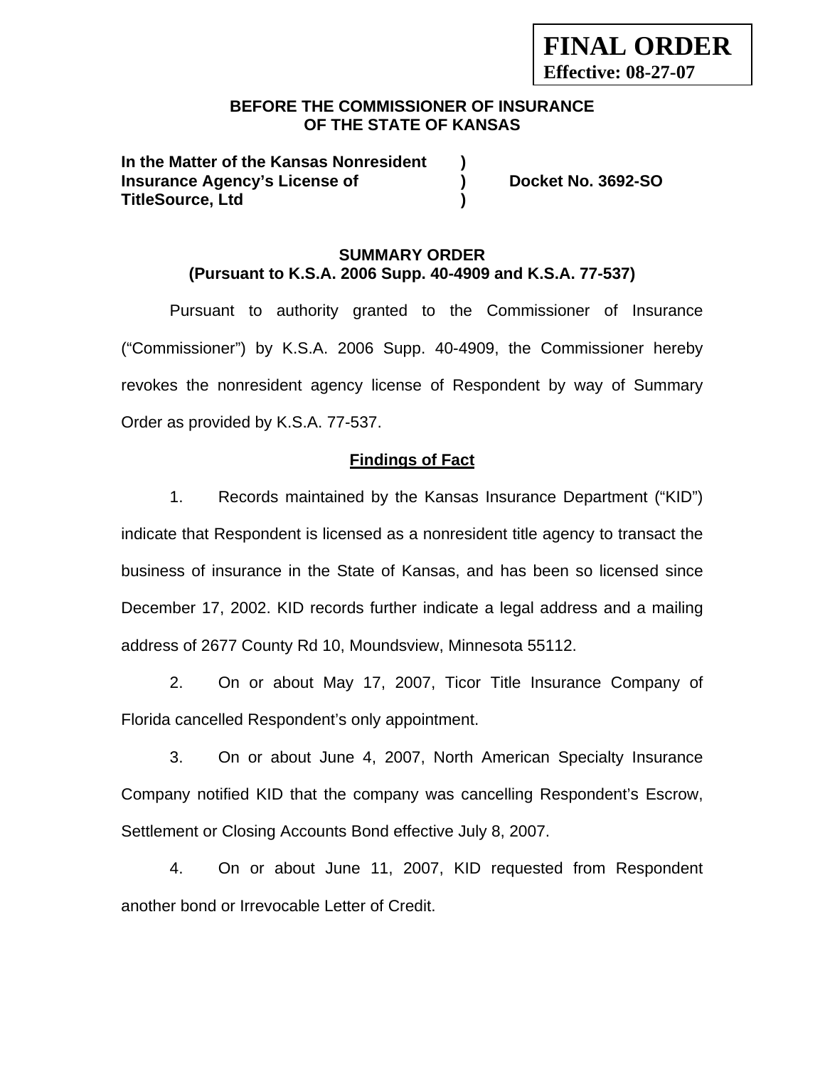**FINAL ORDER**
**Effective: 08-27-07**

**BEFORE THE COMMISSIONER OF INSURANCE**
**OF THE STATE OF KANSAS**

| | | |
|---|---|---|
| **In the Matter of the Kansas Nonresident** | **)** | |
| **Insurance Agency's License of** | **)** | **Docket No. 3692-SO** |
| **TitleSource, Ltd** | **)** | |

**SUMMARY ORDER**
**(Pursuant to K.S.A. 2006 Supp. 40-4909 and K.S.A. 77-537)**

Pursuant to authority granted to the Commissioner of Insurance ("Commissioner") by K.S.A. 2006 Supp. 40-4909, the Commissioner hereby revokes the nonresident agency license of Respondent by way of Summary Order as provided by K.S.A. 77-537.

## Findings of Fact

1. Records maintained by the Kansas Insurance Department ("KID") indicate that Respondent is licensed as a nonresident title agency to transact the business of insurance in the State of Kansas, and has been so licensed since December 17, 2002. KID records further indicate a legal address and a mailing address of 2677 County Rd 10, Moundsview, Minnesota 55112.

2. On or about May 17, 2007, Ticor Title Insurance Company of Florida cancelled Respondent's only appointment.

3. On or about June 4, 2007, North American Specialty Insurance Company notified KID that the company was cancelling Respondent's Escrow, Settlement or Closing Accounts Bond effective July 8, 2007.

4. On or about June 11, 2007, KID requested from Respondent another bond or Irrevocable Letter of Credit.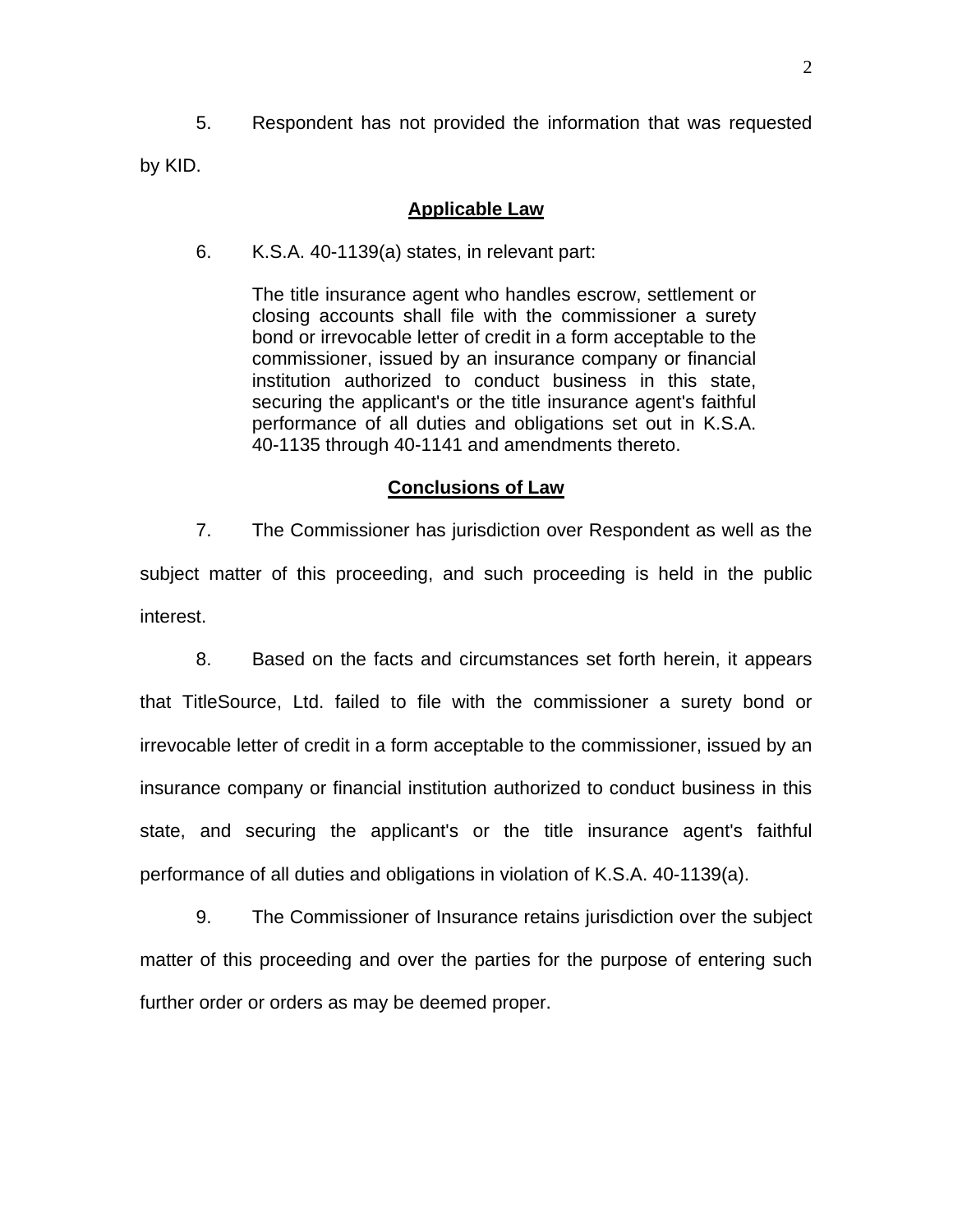5. Respondent has not provided the information that was requested by KID.

**Applicable Law**

6. K.S.A. 40-1139(a) states, in relevant part:

> The title insurance agent who handles escrow, settlement or closing accounts shall file with the commissioner a surety bond or irrevocable letter of credit in a form acceptable to the commissioner, issued by an insurance company or financial institution authorized to conduct business in this state, securing the applicant's or the title insurance agent's faithful performance of all duties and obligations set out in K.S.A. 40-1135 through 40-1141 and amendments thereto.

**Conclusions of Law**

7. The Commissioner has jurisdiction over Respondent as well as the subject matter of this proceeding, and such proceeding is held in the public interest.

8. Based on the facts and circumstances set forth herein, it appears that TitleSource, Ltd. failed to file with the commissioner a surety bond or irrevocable letter of credit in a form acceptable to the commissioner, issued by an insurance company or financial institution authorized to conduct business in this state, and securing the applicant's or the title insurance agent's faithful performance of all duties and obligations in violation of K.S.A. 40-1139(a).

9. The Commissioner of Insurance retains jurisdiction over the subject matter of this proceeding and over the parties for the purpose of entering such further order or orders as may be deemed proper.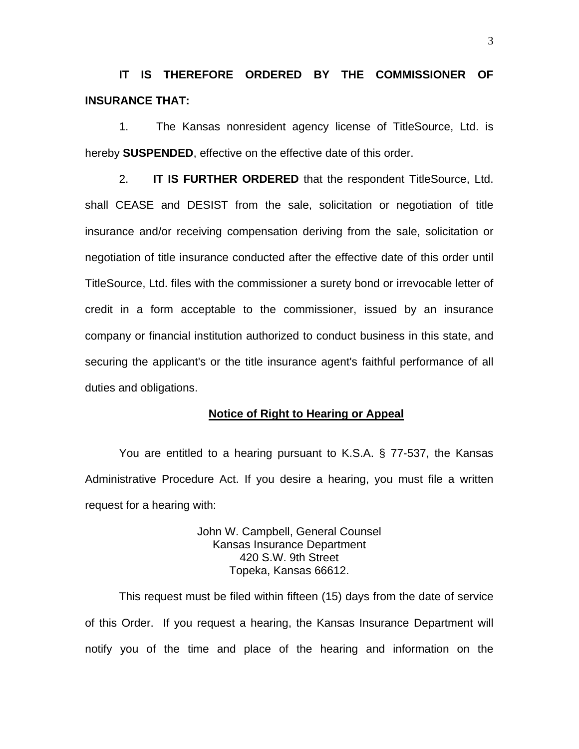**IT IS THEREFORE ORDERED BY THE COMMISSIONER OF INSURANCE THAT:**

1. The Kansas nonresident agency license of TitleSource, Ltd. is hereby **SUSPENDED**, effective on the effective date of this order.

2. **IT IS FURTHER ORDERED** that the respondent TitleSource, Ltd. shall CEASE and DESIST from the sale, solicitation or negotiation of title insurance and/or receiving compensation deriving from the sale, solicitation or negotiation of title insurance conducted after the effective date of this order until TitleSource, Ltd. files with the commissioner a surety bond or irrevocable letter of credit in a form acceptable to the commissioner, issued by an insurance company or financial institution authorized to conduct business in this state, and securing the applicant's or the title insurance agent's faithful performance of all duties and obligations.

**Notice of Right to Hearing or Appeal**

You are entitled to a hearing pursuant to K.S.A. § 77-537, the Kansas Administrative Procedure Act. If you desire a hearing, you must file a written request for a hearing with:

John W. Campbell, General Counsel
Kansas Insurance Department
420 S.W. 9th Street
Topeka, Kansas 66612.

This request must be filed within fifteen (15) days from the date of service of this Order. If you request a hearing, the Kansas Insurance Department will notify you of the time and place of the hearing and information on the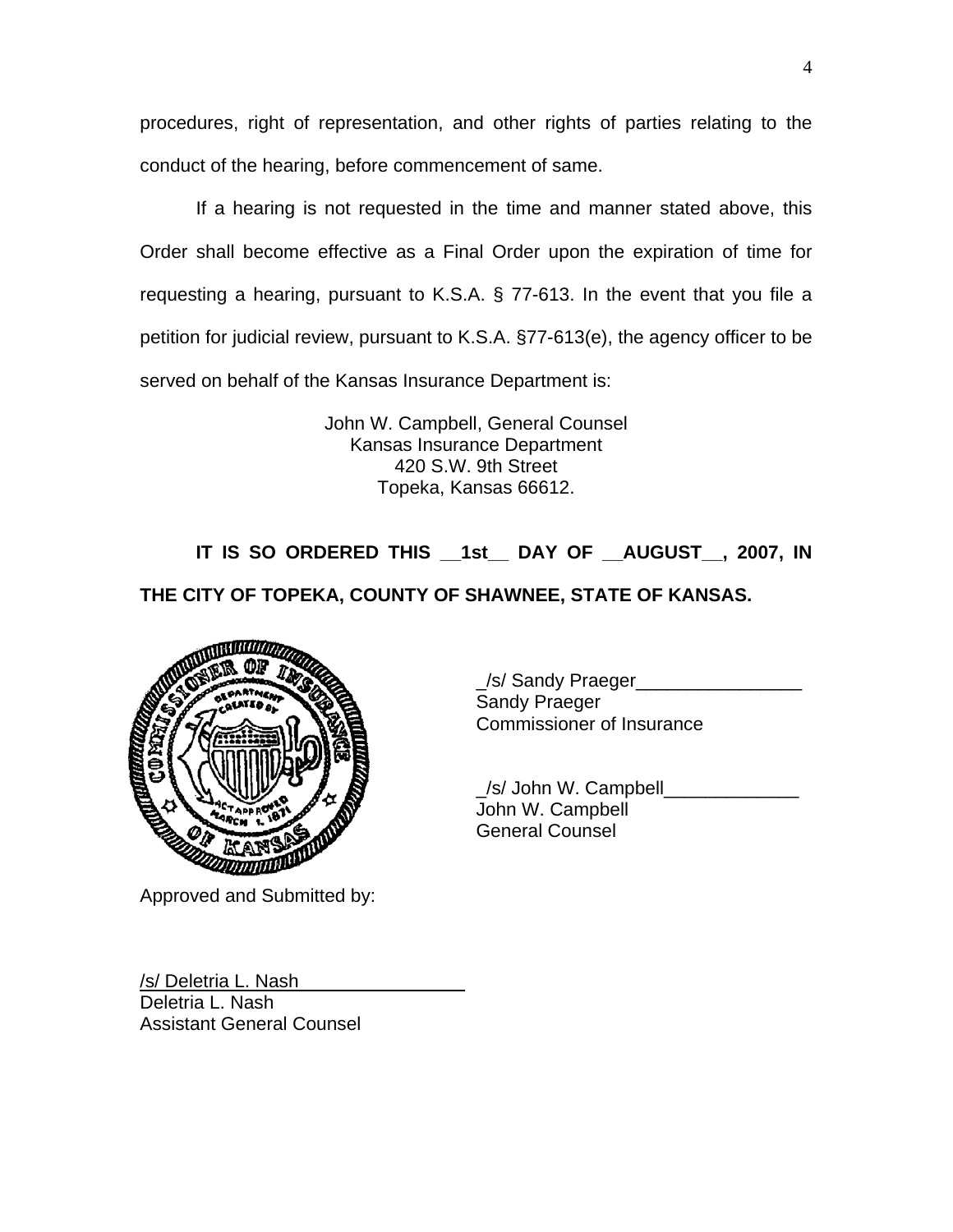procedures, right of representation, and other rights of parties relating to the conduct of the hearing, before commencement of same.

If a hearing is not requested in the time and manner stated above, this Order shall become effective as a Final Order upon the expiration of time for requesting a hearing, pursuant to K.S.A. § 77-613. In the event that you file a petition for judicial review, pursuant to K.S.A. §77-613(e), the agency officer to be served on behalf of the Kansas Insurance Department is:

John W. Campbell, General Counsel
Kansas Insurance Department
420 S.W. 9th Street
Topeka, Kansas 66612.

**IT IS SO ORDERED THIS __1st__ DAY OF __AUGUST__, 2007, IN THE CITY OF TOPEKA, COUNTY OF SHAWNEE, STATE OF KANSAS.**

_/s/ Sandy Praeger________________
Sandy Praeger
Commissioner of Insurance

_/s/ John W. Campbell_____________
John W. Campbell
General Counsel

Approved and Submitted by:

/s/ Deletria L. Nash
Deletria L. Nash
Assistant General Counsel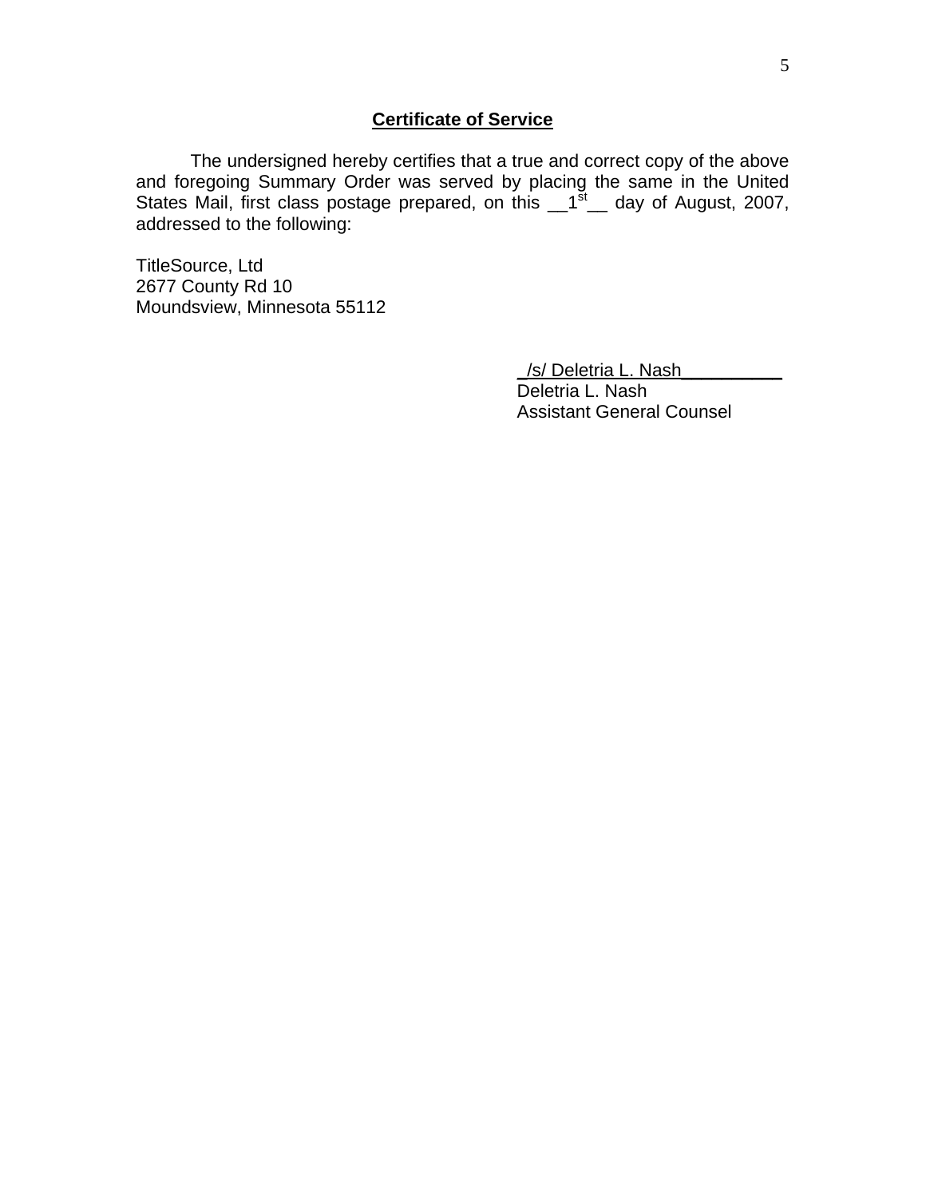## **Certificate of Service**

The undersigned hereby certifies that a true and correct copy of the above and foregoing Summary Order was served by placing the same in the United States Mail, first class postage prepared, on this __1st__ day of August, 2007, addressed to the following:

TitleSource, Ltd
2677 County Rd 10
Moundsview, Minnesota 55112

_/s/ Deletria L. Nash__________
Deletria L. Nash
Assistant General Counsel